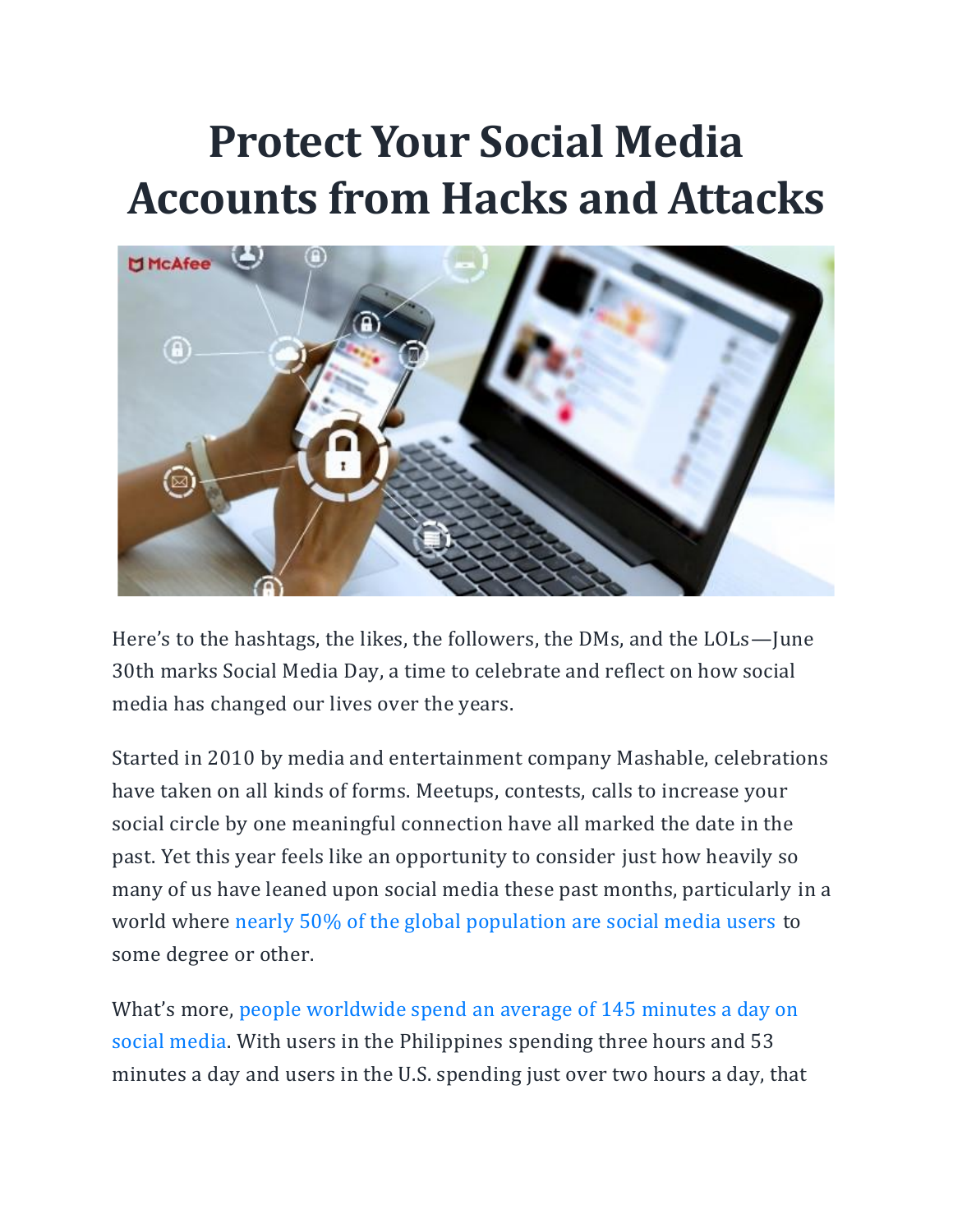# Protect Your Social Media Accounts from Hacks and Attacks

Here's to the hashtags, the likes, the followers, the DMs, and the LOLs—June 30th marks Social Media Day, a time to celebrate and reflect on how social media has changed our lives over the years.

Started in 2010 by media and entertainment company Mashable, celebrations have taken on all kinds of forms. Meetups, contests, calls to increase your social circle by one meaningful connection have all marked the date in the past. Yet this year feels like an opportunity to consider just how heavily so many of us have leaned upon social media these past months, particularly in a world where nearly 50% of the global population are social media users to some degree or other.

What's more, people worldwide spend an average of 145 minutes a day on social media. With users in the Philippines spending three hours and 53 minutes a day and users in the U.S. spending just over two hours a day, that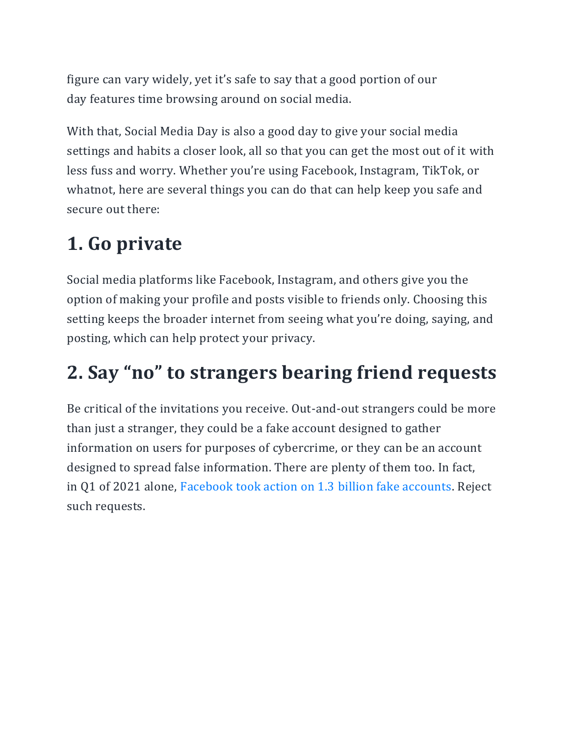figure can vary widely, yet it's safe to say that a good portion of our day features time browsing around on social media.

With that, Social Media Day is also a good day to give your social media settings and habits a closer look, all so that you can get the most out of it with less fuss and worry. Whether you're using Facebook, Instagram, TikTok, or whatnot, here are several things you can do that can help keep you safe and secure out there:

## 1. Go private

Social media platforms like Facebook, Instagram, and others give you the option of making your profile and posts visible to friends only. Choosing this setting keeps the broader internet from seeing what you're doing, saying, and posting, which can help protect your privacy.

## 2. Say "no" to strangers bearing friend requests

Be critical of the invitations you receive. Out-and-out strangers could be more than just a stranger, they could be a fake account designed to gather information on users for purposes of cybercrime, or they can be an account designed to spread false information. There are plenty of them too. In fact, in Q1 of 2021 alone, Facebook took action on 1.3 billion fake accounts. Reject such requests.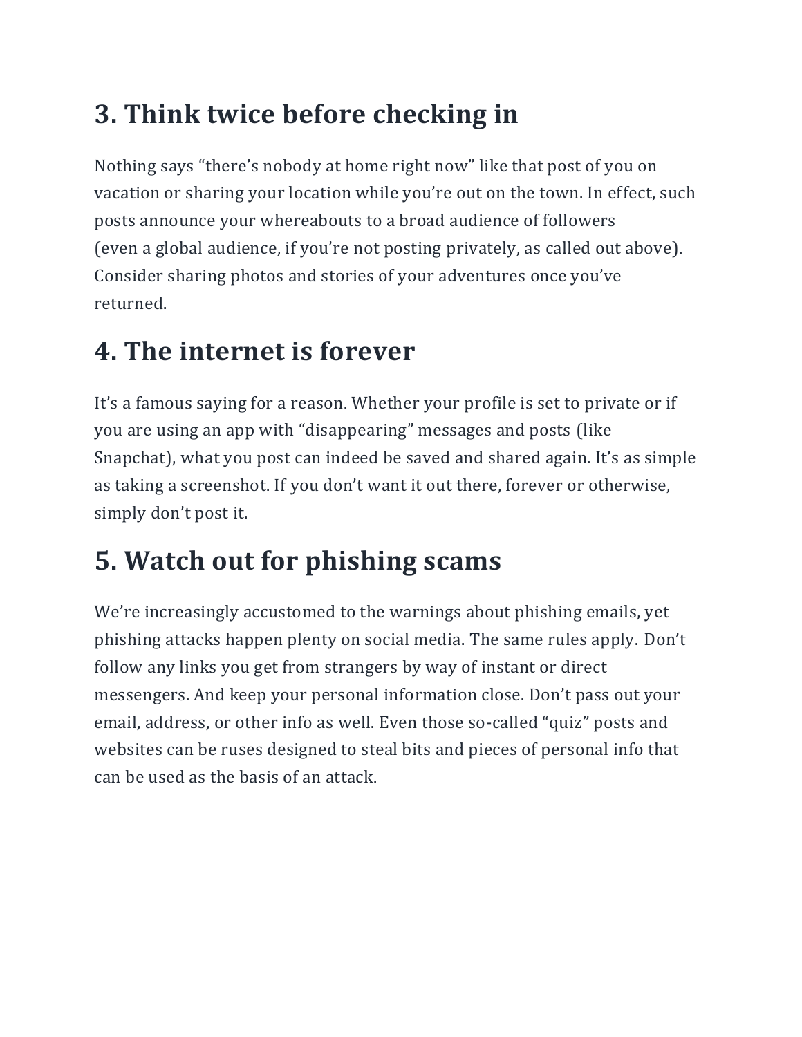## 3. Think twice before checking in

Nothing says "there's nobody at home right now" like that post of you on vacation or sharing your location while you're out on the town. In effect, such posts announce your whereabouts to a broad audience of followers (even a global audience, if you're not posting privately, as called out above). Consider sharing photos and stories of your adventures once you've returned.

## 4. The internet is forever

It's a famous saying for a reason. Whether your profile is set to private or if you are using an app with "disappearing" messages and posts (like Snapchat), what you post can indeed be saved and shared again. It's as simple as taking a screenshot. If you don't want it out there, forever or otherwise, simply don't post it.

## 5. Watch out for phishing scams

We're increasingly accustomed to the warnings about phishing emails, yet phishing attacks happen plenty on social media. The same rules apply. Don't follow any links you get from strangers by way of instant or direct messengers. And keep your personal information close. Don't pass out your email, address, or other info as well. Even those so-called "quiz" posts and websites can be ruses designed to steal bits and pieces of personal info that can be used as the basis of an attack.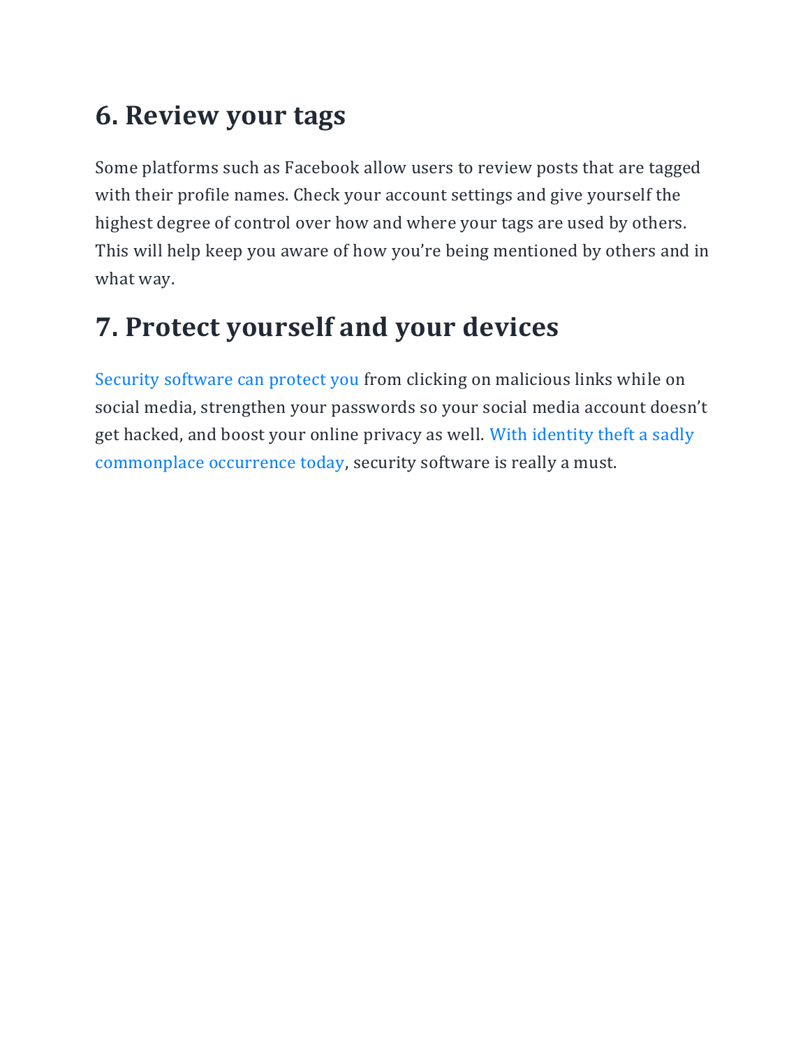## 6. Review your tags

Some platforms such as Facebook allow users to review posts that are tagged with their profile names. Check your account settings and give yourself the highest degree of control over how and where your tags are used by others. This will help keep you aware of how you're being mentioned by others and in what way.

## 7. Protect yourself and your devices

Security software can protect you from clicking on malicious links while on social media, strengthen your passwords so your social media account doesn't get hacked, and boost your online privacy as well. With identity theft a sadly commonplace occurrence today, security software is really a must.